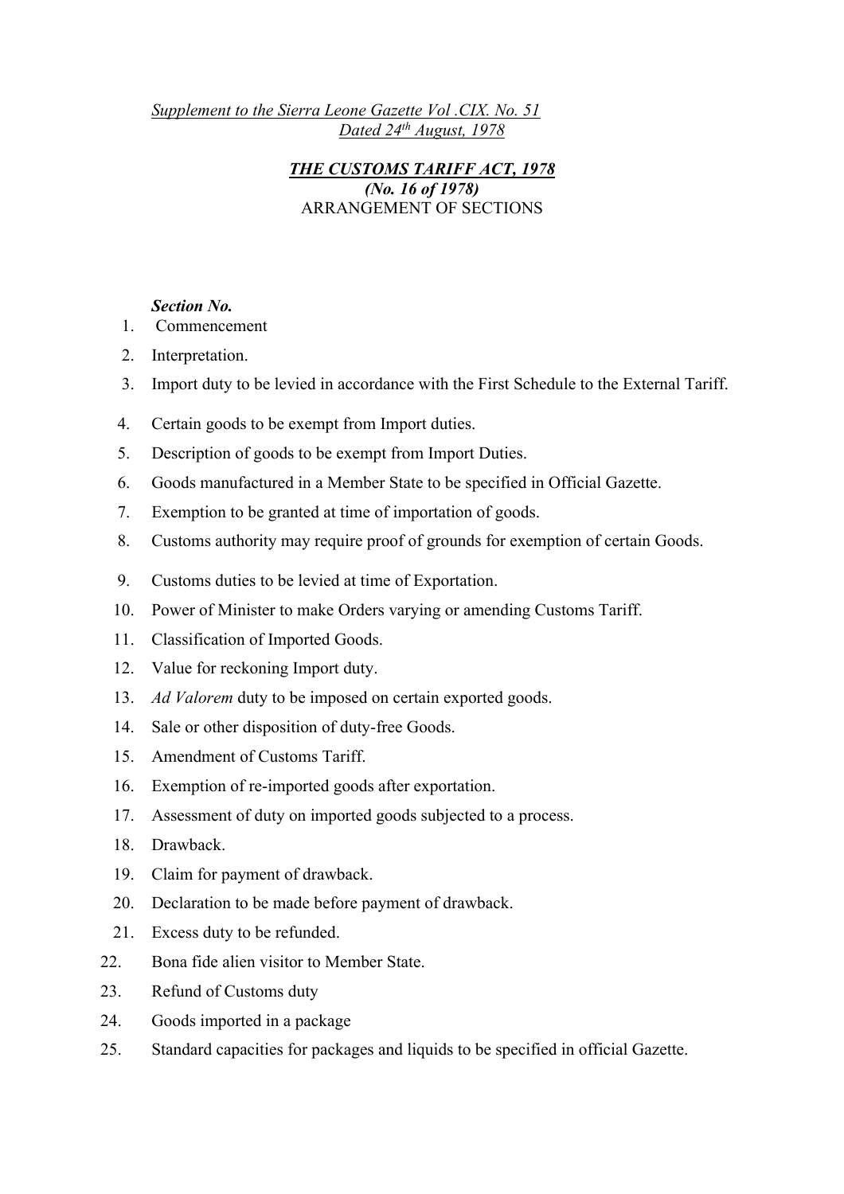*Supplement to the Sierra Leone Gazette Vol .CIX. No. 51*
*Dated 24th August, 1978*

# *THE CUSTOMS TARIFF ACT, 1978*

***(No. 16 of 1978)***

ARRANGEMENT OF SECTIONS

***Section No.***

1. Commencement
2. Interpretation.
3. Import duty to be levied in accordance with the First Schedule to the External Tariff.
4. Certain goods to be exempt from Import duties.
5. Description of goods to be exempt from Import Duties.
6. Goods manufactured in a Member State to be specified in Official Gazette.
7. Exemption to be granted at time of importation of goods.
8. Customs authority may require proof of grounds for exemption of certain Goods.
9. Customs duties to be levied at time of Exportation.
10. Power of Minister to make Orders varying or amending Customs Tariff.
11. Classification of Imported Goods.
12. Value for reckoning Import duty.
13. *Ad Valorem* duty to be imposed on certain exported goods.
14. Sale or other disposition of duty-free Goods.
15. Amendment of Customs Tariff.
16. Exemption of re-imported goods after exportation.
17. Assessment of duty on imported goods subjected to a process.
18. Drawback.
19. Claim for payment of drawback.
20. Declaration to be made before payment of drawback.
21. Excess duty to be refunded.
22. Bona fide alien visitor to Member State.
23. Refund of Customs duty
24. Goods imported in a package
25. Standard capacities for packages and liquids to be specified in official Gazette.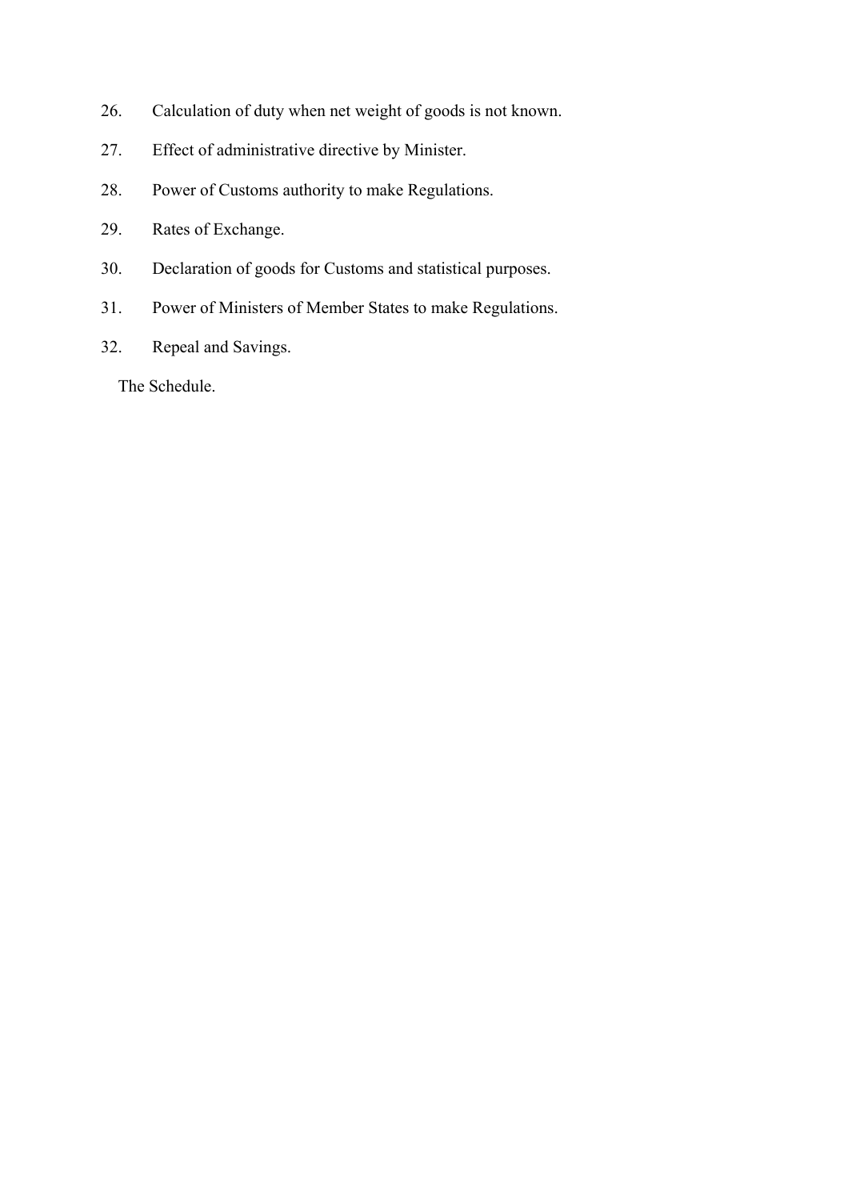26. Calculation of duty when net weight of goods is not known.

27. Effect of administrative directive by Minister.

28. Power of Customs authority to make Regulations.

29. Rates of Exchange.

30. Declaration of goods for Customs and statistical purposes.

31. Power of Ministers of Member States to make Regulations.

32. Repeal and Savings.

The Schedule.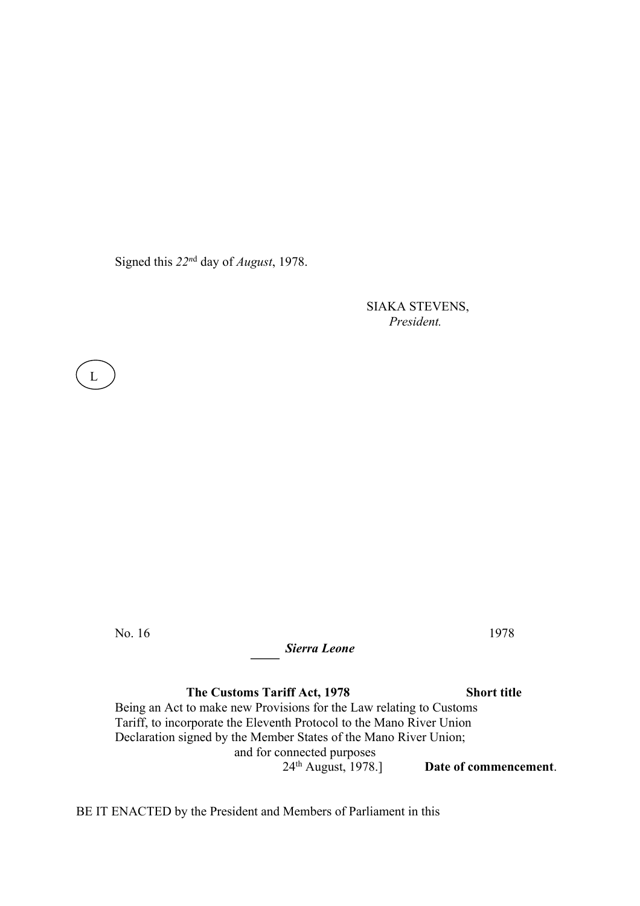Signed this *22nd* day of *August*, 1978.

SIAKA STEVENS,
*President.*

L

No. 16 1978

***Sierra Leone***

**The Customs Tariff Act, 1978** **Short title**

Being an Act to make new Provisions for the Law relating to Customs Tariff, to incorporate the Eleventh Protocol to the Mano River Union Declaration signed by the Member States of the Mano River Union; and for connected purposes

24th August, 1978.] **Date of commencement**.

BE IT ENACTED by the President and Members of Parliament in this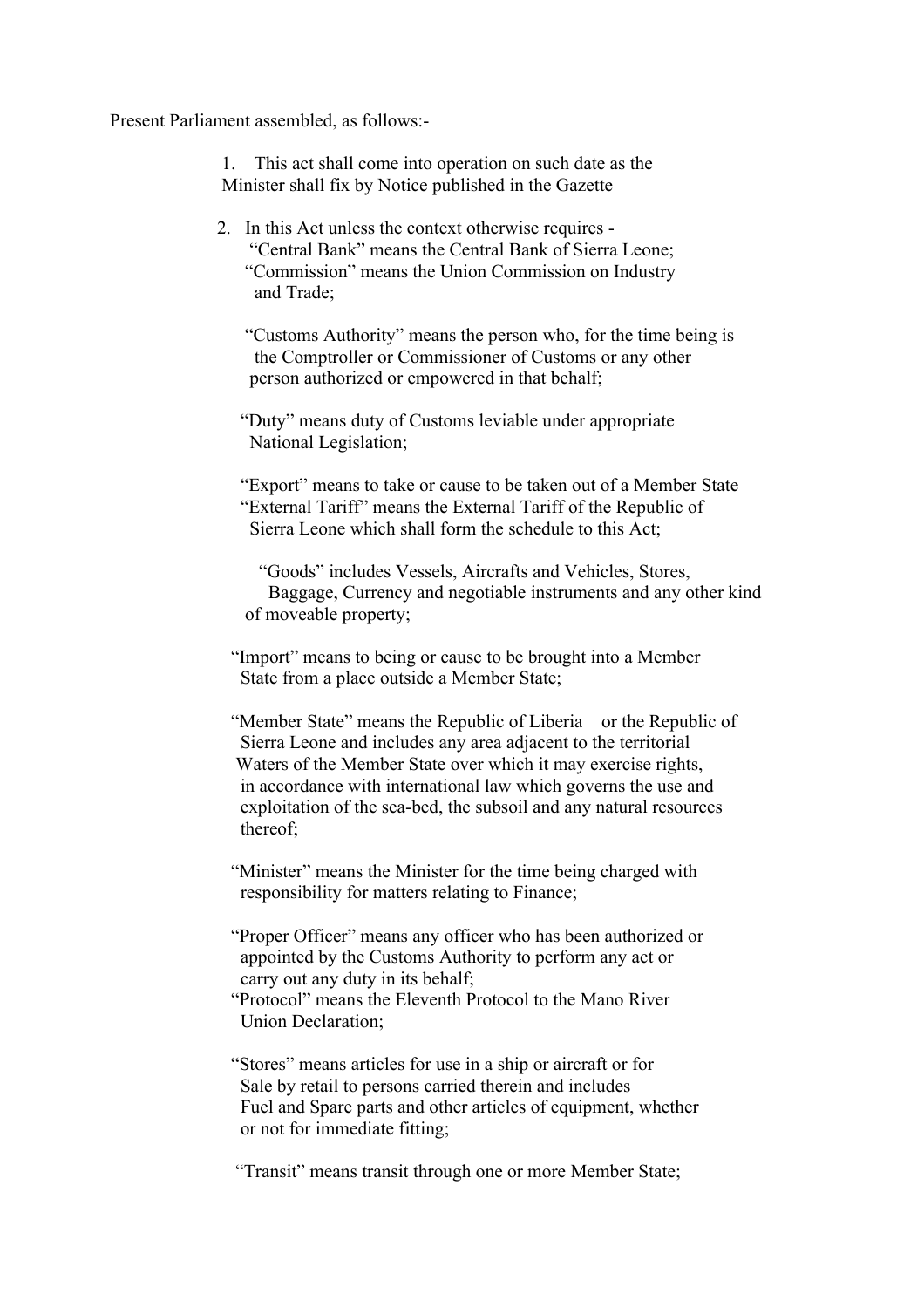Present Parliament assembled, as follows:-

1. This act shall come into operation on such date as the Minister shall fix by Notice published in the Gazette

2. In this Act unless the context otherwise requires -

"Central Bank" means the Central Bank of Sierra Leone;

"Commission" means the Union Commission on Industry and Trade;

"Customs Authority" means the person who, for the time being is the Comptroller or Commissioner of Customs or any other person authorized or empowered in that behalf;

"Duty" means duty of Customs leviable under appropriate National Legislation;

"Export" means to take or cause to be taken out of a Member State

"External Tariff" means the External Tariff of the Republic of Sierra Leone which shall form the schedule to this Act;

"Goods" includes Vessels, Aircrafts and Vehicles, Stores, Baggage, Currency and negotiable instruments and any other kind of moveable property;

"Import" means to being or cause to be brought into a Member State from a place outside a Member State;

"Member State" means the Republic of Liberia or the Republic of Sierra Leone and includes any area adjacent to the territorial Waters of the Member State over which it may exercise rights, in accordance with international law which governs the use and exploitation of the sea-bed, the subsoil and any natural resources thereof;

"Minister" means the Minister for the time being charged with responsibility for matters relating to Finance;

"Proper Officer" means any officer who has been authorized or appointed by the Customs Authority to perform any act or carry out any duty in its behalf;

"Protocol" means the Eleventh Protocol to the Mano River Union Declaration;

"Stores" means articles for use in a ship or aircraft or for Sale by retail to persons carried therein and includes Fuel and Spare parts and other articles of equipment, whether or not for immediate fitting;

"Transit" means transit through one or more Member State;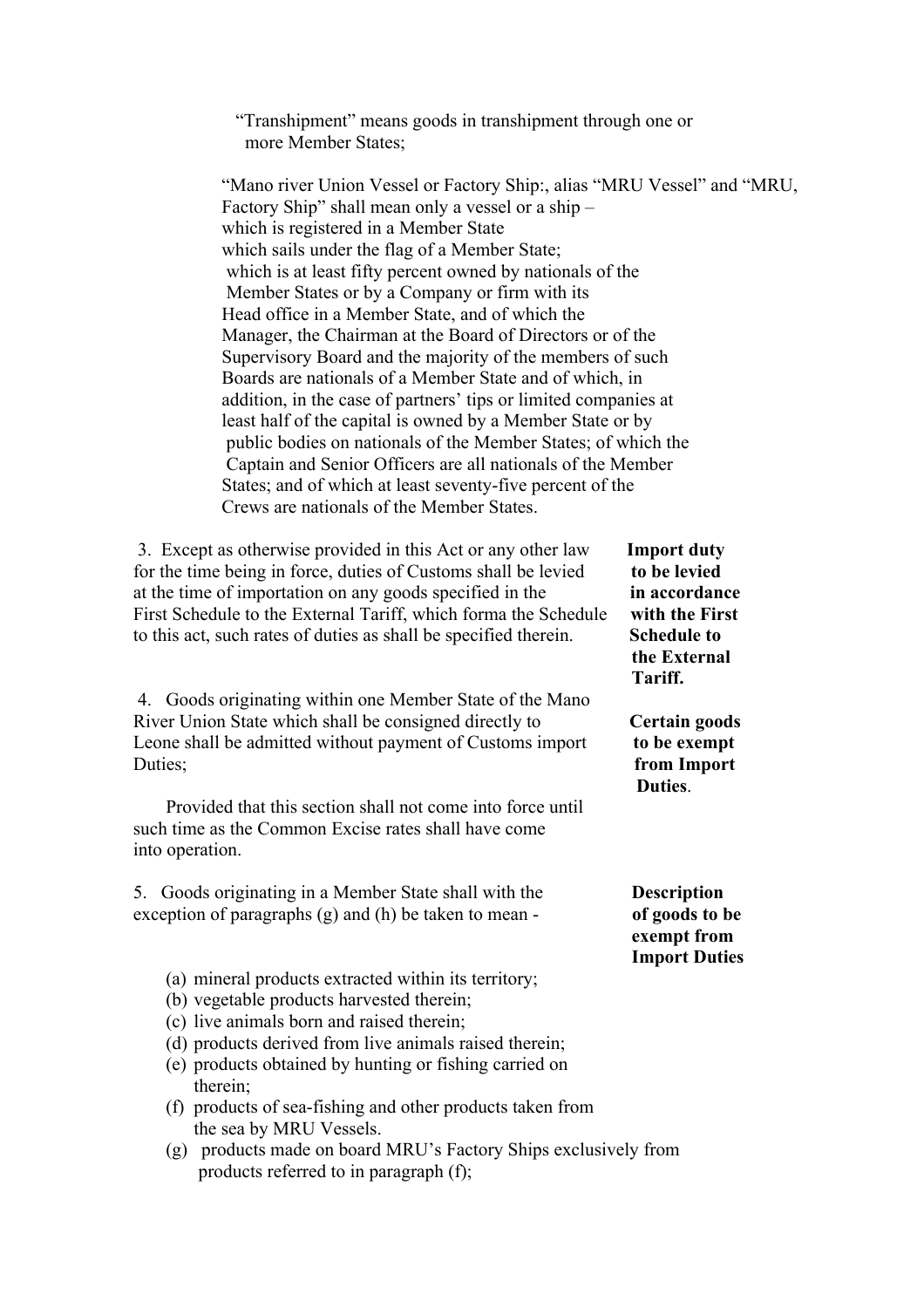"Transhipment" means goods in transhipment through one or more Member States;

"Mano river Union Vessel or Factory Ship:, alias "MRU Vessel" and "MRU, Factory Ship" shall mean only a vessel or a ship –
which is registered in a Member State
which sails under the flag of a Member State;
which is at least fifty percent owned by nationals of the Member States or by a Company or firm with its Head office in a Member State, and of which the Manager, the Chairman at the Board of Directors or of the Supervisory Board and the majority of the members of such Boards are nationals of a Member State and of which, in addition, in the case of partners' tips or limited companies at least half of the capital is owned by a Member State or by public bodies on nationals of the Member States; of which the Captain and Senior Officers are all nationals of the Member States; and of which at least seventy-five percent of the Crews are nationals of the Member States.

**Import duty to be levied in accordance with the First Schedule to the External Tariff.**

3. Except as otherwise provided in this Act or any other law for the time being in force, duties of Customs shall be levied at the time of importation on any goods specified in the First Schedule to the External Tariff, which forma the Schedule to this act, such rates of duties as shall be specified therein.

**Certain goods to be exempt from Import Duties.**

4. Goods originating within one Member State of the Mano River Union State which shall be consigned directly to Leone shall be admitted without payment of Customs import Duties;

Provided that this section shall not come into force until such time as the Common Excise rates shall have come into operation.

**Description of goods to be exempt from Import Duties**

5. Goods originating in a Member State shall with the exception of paragraphs (g) and (h) be taken to mean -

(a) mineral products extracted within its territory;
(b) vegetable products harvested therein;
(c) live animals born and raised therein;
(d) products derived from live animals raised therein;
(e) products obtained by hunting or fishing carried on therein;
(f) products of sea-fishing and other products taken from the sea by MRU Vessels.
(g) products made on board MRU's Factory Ships exclusively from products referred to in paragraph (f);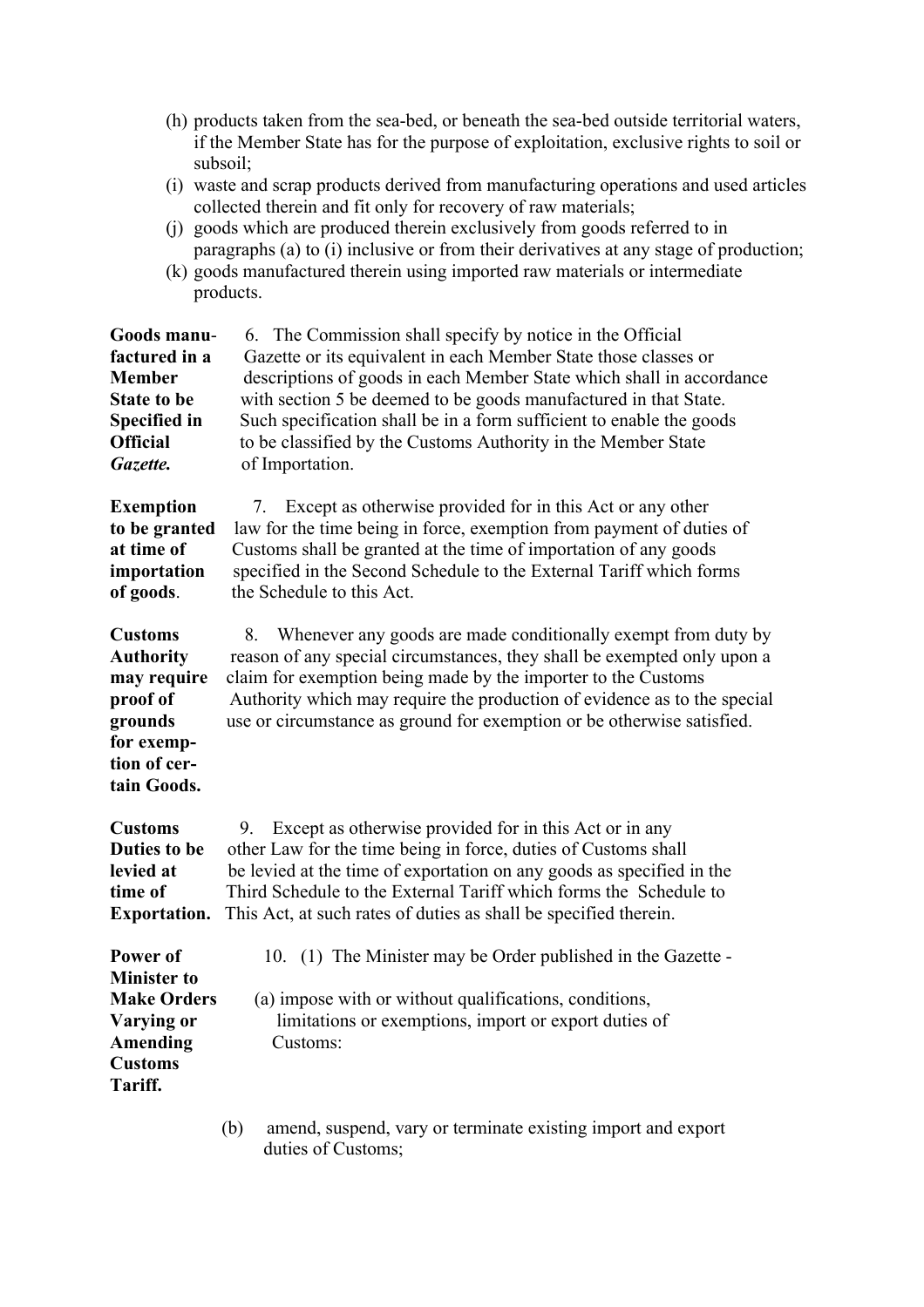(h) products taken from the sea-bed, or beneath the sea-bed outside territorial waters, if the Member State has for the purpose of exploitation, exclusive rights to soil or subsoil;

(i) waste and scrap products derived from manufacturing operations and used articles collected therein and fit only for recovery of raw materials;

(j) goods which are produced therein exclusively from goods referred to in paragraphs (a) to (i) inclusive or from their derivatives at any stage of production;

(k) goods manufactured therein using imported raw materials or intermediate products.

**Goods manufactured in a Member State to be Specified in Official *Gazette.***

6. The Commission shall specify by notice in the Official Gazette or its equivalent in each Member State those classes or descriptions of goods in each Member State which shall in accordance with section 5 be deemed to be goods manufactured in that State. Such specification shall be in a form sufficient to enable the goods to be classified by the Customs Authority in the Member State of Importation.

**Exemption to be granted at time of importation of goods**.

7. Except as otherwise provided for in this Act or any other law for the time being in force, exemption from payment of duties of Customs shall be granted at the time of importation of any goods specified in the Second Schedule to the External Tariff which forms the Schedule to this Act.

**Customs Authority may require proof of grounds for exemption of certain Goods.**

8. Whenever any goods are made conditionally exempt from duty by reason of any special circumstances, they shall be exempted only upon a claim for exemption being made by the importer to the Customs Authority which may require the production of evidence as to the special use or circumstance as ground for exemption or be otherwise satisfied.

**Customs Duties to be levied at time of Exportation.**

9. Except as otherwise provided for in this Act or in any other Law for the time being in force, duties of Customs shall be levied at the time of exportation on any goods as specified in the Third Schedule to the External Tariff which forms the Schedule to This Act, at such rates of duties as shall be specified therein.

**Power of Minister to Make Orders Varying or Amending Customs Tariff.**

10. (1) The Minister may be Order published in the Gazette -

(a) impose with or without qualifications, conditions, limitations or exemptions, import or export duties of Customs:

(b) amend, suspend, vary or terminate existing import and export duties of Customs;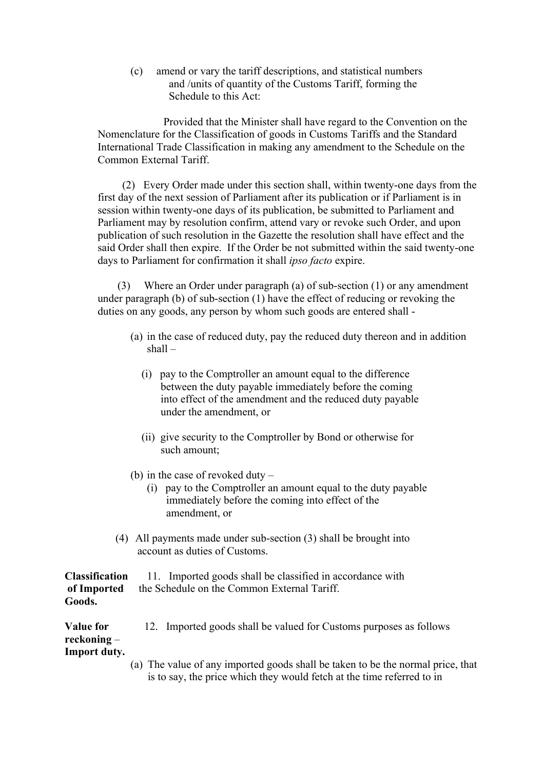(c) amend or vary the tariff descriptions, and statistical numbers and /units of quantity of the Customs Tariff, forming the Schedule to this Act:

Provided that the Minister shall have regard to the Convention on the Nomenclature for the Classification of goods in Customs Tariffs and the Standard International Trade Classification in making any amendment to the Schedule on the Common External Tariff.

(2) Every Order made under this section shall, within twenty-one days from the first day of the next session of Parliament after its publication or if Parliament is in session within twenty-one days of its publication, be submitted to Parliament and Parliament may by resolution confirm, attend vary or revoke such Order, and upon publication of such resolution in the Gazette the resolution shall have effect and the said Order shall then expire. If the Order be not submitted within the said twenty-one days to Parliament for confirmation it shall *ipso facto* expire.

(3) Where an Order under paragraph (a) of sub-section (1) or any amendment under paragraph (b) of sub-section (1) have the effect of reducing or revoking the duties on any goods, any person by whom such goods are entered shall -

(a) in the case of reduced duty, pay the reduced duty thereon and in addition shall –

(i) pay to the Comptroller an amount equal to the difference between the duty payable immediately before the coming into effect of the amendment and the reduced duty payable under the amendment, or

(ii) give security to the Comptroller by Bond or otherwise for such amount;

(b) in the case of revoked duty –

(i) pay to the Comptroller an amount equal to the duty payable immediately before the coming into effect of the amendment, or

(4) All payments made under sub-section (3) shall be brought into account as duties of Customs.

**Classification of Imported Goods.**

11. Imported goods shall be classified in accordance with the Schedule on the Common External Tariff.

**Value for reckoning – Import duty.**

12. Imported goods shall be valued for Customs purposes as follows

(a) The value of any imported goods shall be taken to be the normal price, that is to say, the price which they would fetch at the time referred to in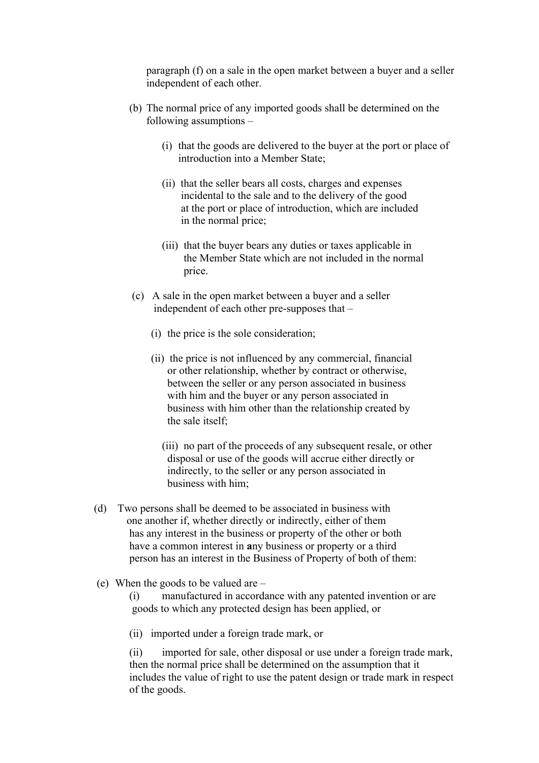paragraph (f) on a sale in the open market between a buyer and a seller independent of each other.

(b) The normal price of any imported goods shall be determined on the following assumptions –

(i) that the goods are delivered to the buyer at the port or place of introduction into a Member State;

(ii) that the seller bears all costs, charges and expenses incidental to the sale and to the delivery of the good at the port or place of introduction, which are included in the normal price;

(iii) that the buyer bears any duties or taxes applicable in the Member State which are not included in the normal price.

(c) A sale in the open market between a buyer and a seller independent of each other pre-supposes that –

(i) the price is the sole consideration;

(ii) the price is not influenced by any commercial, financial or other relationship, whether by contract or otherwise, between the seller or any person associated in business with him and the buyer or any person associated in business with him other than the relationship created by the sale itself;

(iii) no part of the proceeds of any subsequent resale, or other disposal or use of the goods will accrue either directly or indirectly, to the seller or any person associated in business with him;

(d) Two persons shall be deemed to be associated in business with one another if, whether directly or indirectly, either of them has any interest in the business or property of the other or both have a common interest in **a**ny business or property or a third person has an interest in the Business of Property of both of them:

(e) When the goods to be valued are –

(i) manufactured in accordance with any patented invention or are goods to which any protected design has been applied, or

(ii) imported under a foreign trade mark, or

(ii) imported for sale, other disposal or use under a foreign trade mark, then the normal price shall be determined on the assumption that it includes the value of right to use the patent design or trade mark in respect of the goods.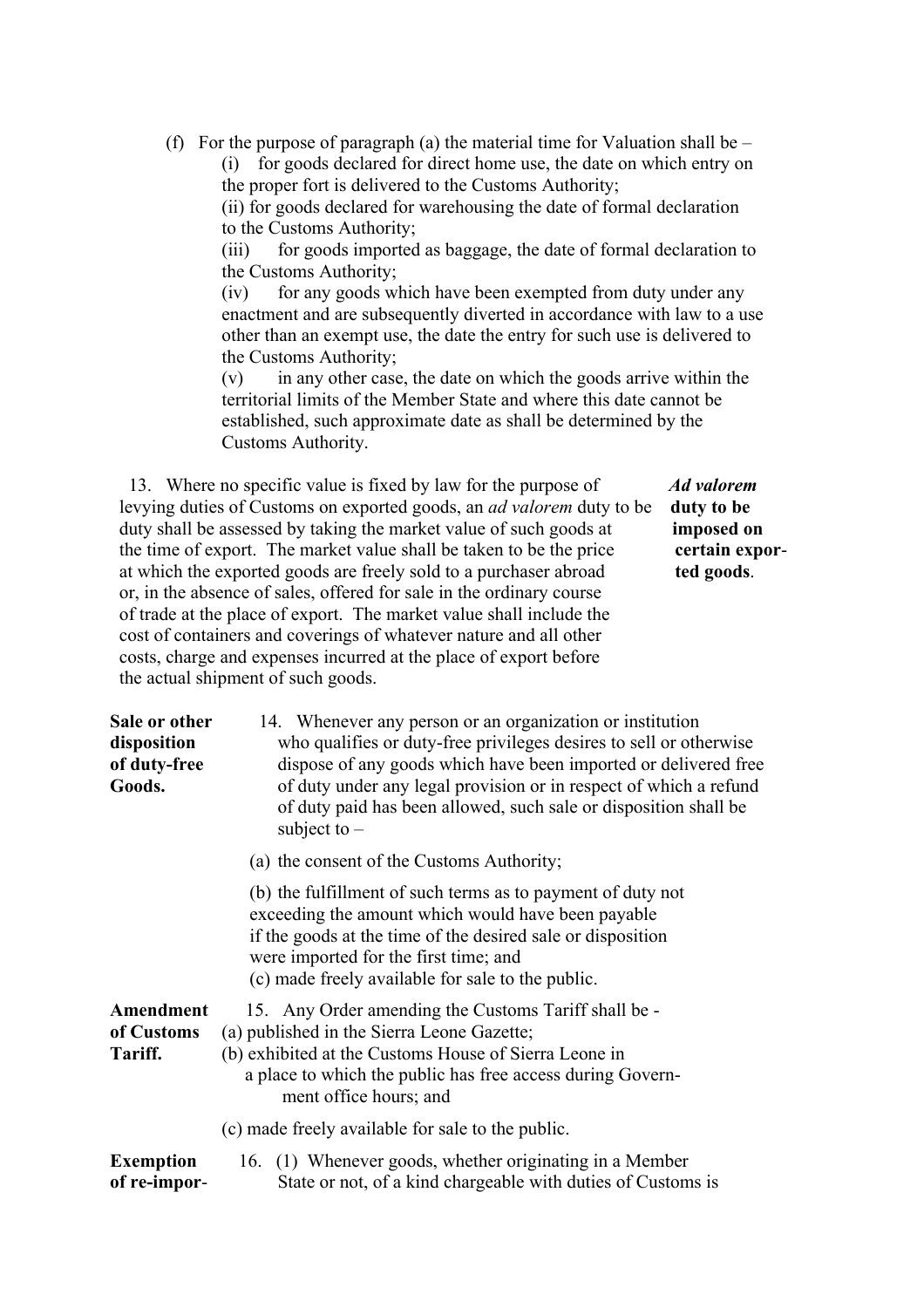(f) For the purpose of paragraph (a) the material time for Valuation shall be –

(i) for goods declared for direct home use, the date on which entry on the proper fort is delivered to the Customs Authority;

(ii) for goods declared for warehousing the date of formal declaration to the Customs Authority;

(iii) for goods imported as baggage, the date of formal declaration to the Customs Authority;

(iv) for any goods which have been exempted from duty under any enactment and are subsequently diverted in accordance with law to a use other than an exempt use, the date the entry for such use is delivered to the Customs Authority;

(v) in any other case, the date on which the goods arrive within the territorial limits of the Member State and where this date cannot be established, such approximate date as shall be determined by the Customs Authority.

***Ad valorem* duty to be imposed on certain exported goods.**

13. Where no specific value is fixed by law for the purpose of levying duties of Customs on exported goods, an *ad valorem* duty to be duty shall be assessed by taking the market value of such goods at the time of export. The market value shall be taken to be the price at which the exported goods are freely sold to a purchaser abroad or, in the absence of sales, offered for sale in the ordinary course of trade at the place of export. The market value shall include the cost of containers and coverings of whatever nature and all other costs, charge and expenses incurred at the place of export before the actual shipment of such goods.

**Sale or other disposition of duty-free Goods.**

14. Whenever any person or an organization or institution who qualifies or duty-free privileges desires to sell or otherwise dispose of any goods which have been imported or delivered free of duty under any legal provision or in respect of which a refund of duty paid has been allowed, such sale or disposition shall be subject to –

(a) the consent of the Customs Authority;

(b) the fulfillment of such terms as to payment of duty not exceeding the amount which would have been payable if the goods at the time of the desired sale or disposition were imported for the first time; and
(c) made freely available for sale to the public.

**Amendment of Customs Tariff.**

15. Any Order amending the Customs Tariff shall be -
(a) published in the Sierra Leone Gazette;
(b) exhibited at the Customs House of Sierra Leone in a place to which the public has free access during Government office hours; and

(c) made freely available for sale to the public.

**Exemption of re-impor-**

16. (1) Whenever goods, whether originating in a Member State or not, of a kind chargeable with duties of Customs is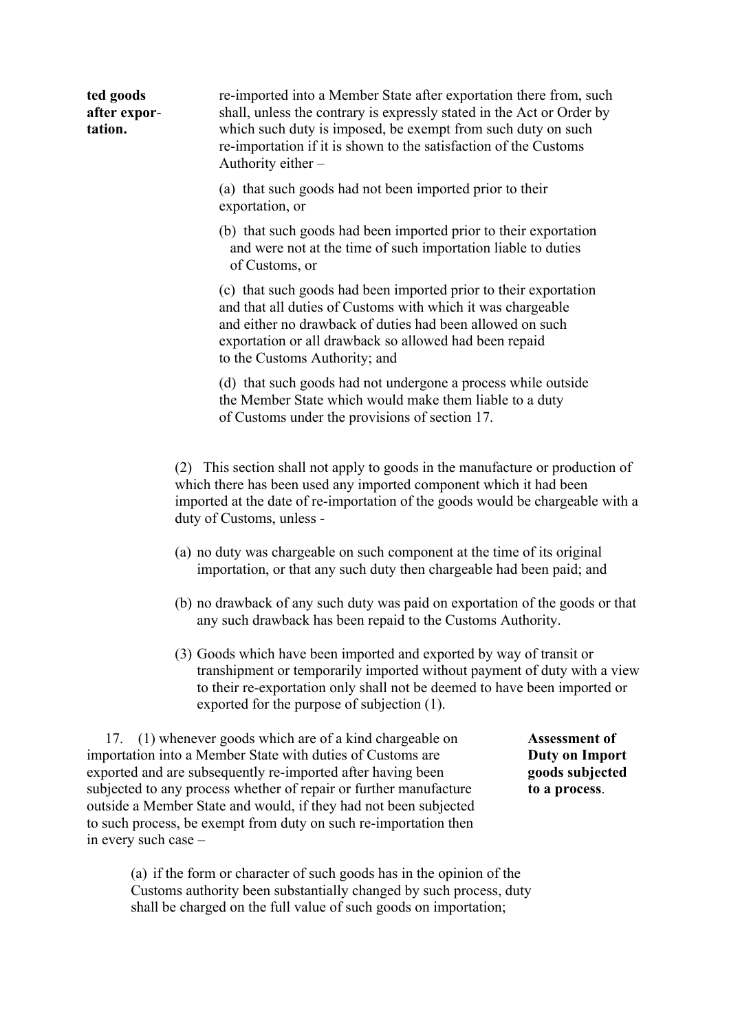**ted goods after exportation.**

re-imported into a Member State after exportation there from, such shall, unless the contrary is expressly stated in the Act or Order by which such duty is imposed, be exempt from such duty on such re-importation if it is shown to the satisfaction of the Customs Authority either –

(a) that such goods had not been imported prior to their exportation, or

(b) that such goods had been imported prior to their exportation and were not at the time of such importation liable to duties of Customs, or

(c) that such goods had been imported prior to their exportation and that all duties of Customs with which it was chargeable and either no drawback of duties had been allowed on such exportation or all drawback so allowed had been repaid to the Customs Authority; and

(d) that such goods had not undergone a process while outside the Member State which would make them liable to a duty of Customs under the provisions of section 17.

(2) This section shall not apply to goods in the manufacture or production of which there has been used any imported component which it had been imported at the date of re-importation of the goods would be chargeable with a duty of Customs, unless -

(a) no duty was chargeable on such component at the time of its original importation, or that any such duty then chargeable had been paid; and

(b) no drawback of any such duty was paid on exportation of the goods or that any such drawback has been repaid to the Customs Authority.

(3) Goods which have been imported and exported by way of transit or transhipment or temporarily imported without payment of duty with a view to their re-exportation only shall not be deemed to have been imported or exported for the purpose of subjection (1).

**Assessment of Duty on Import goods subjected to a process.**

17. (1) whenever goods which are of a kind chargeable on importation into a Member State with duties of Customs are exported and are subsequently re-imported after having been subjected to any process whether of repair or further manufacture outside a Member State and would, if they had not been subjected to such process, be exempt from duty on such re-importation then in every such case –

(a) if the form or character of such goods has in the opinion of the Customs authority been substantially changed by such process, duty shall be charged on the full value of such goods on importation;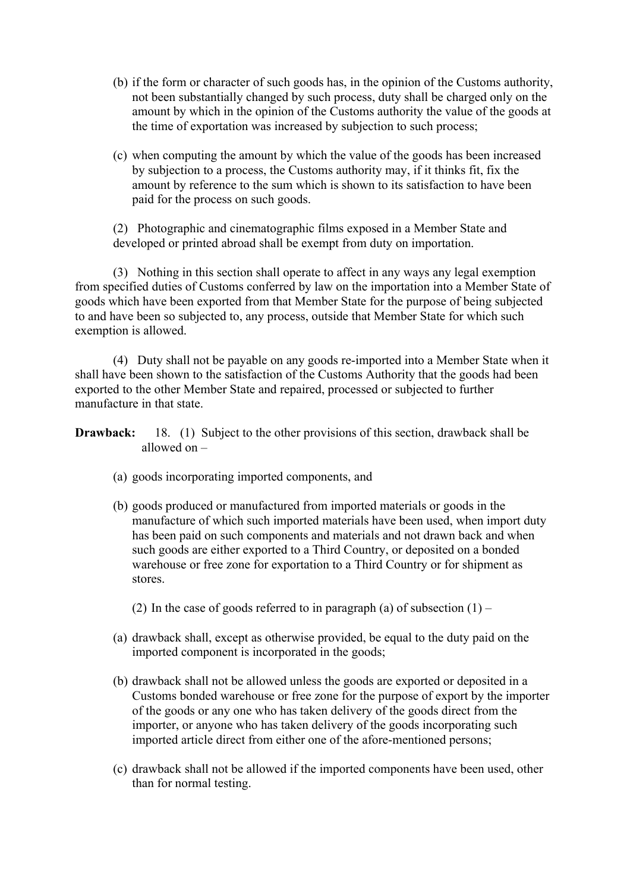(b) if the form or character of such goods has, in the opinion of the Customs authority, not been substantially changed by such process, duty shall be charged only on the amount by which in the opinion of the Customs authority the value of the goods at the time of exportation was increased by subjection to such process;

(c) when computing the amount by which the value of the goods has been increased by subjection to a process, the Customs authority may, if it thinks fit, fix the amount by reference to the sum which is shown to its satisfaction to have been paid for the process on such goods.

(2) Photographic and cinematographic films exposed in a Member State and developed or printed abroad shall be exempt from duty on importation.

(3) Nothing in this section shall operate to affect in any ways any legal exemption from specified duties of Customs conferred by law on the importation into a Member State of goods which have been exported from that Member State for the purpose of being subjected to and have been so subjected to, any process, outside that Member State for which such exemption is allowed.

(4) Duty shall not be payable on any goods re-imported into a Member State when it shall have been shown to the satisfaction of the Customs Authority that the goods had been exported to the other Member State and repaired, processed or subjected to further manufacture in that state.

**Drawback:** 18. (1) Subject to the other provisions of this section, drawback shall be allowed on –

(a) goods incorporating imported components, and

(b) goods produced or manufactured from imported materials or goods in the manufacture of which such imported materials have been used, when import duty has been paid on such components and materials and not drawn back and when such goods are either exported to a Third Country, or deposited on a bonded warehouse or free zone for exportation to a Third Country or for shipment as stores.

(2) In the case of goods referred to in paragraph (a) of subsection (1) –

(a) drawback shall, except as otherwise provided, be equal to the duty paid on the imported component is incorporated in the goods;

(b) drawback shall not be allowed unless the goods are exported or deposited in a Customs bonded warehouse or free zone for the purpose of export by the importer of the goods or any one who has taken delivery of the goods direct from the importer, or anyone who has taken delivery of the goods incorporating such imported article direct from either one of the afore-mentioned persons;

(c) drawback shall not be allowed if the imported components have been used, other than for normal testing.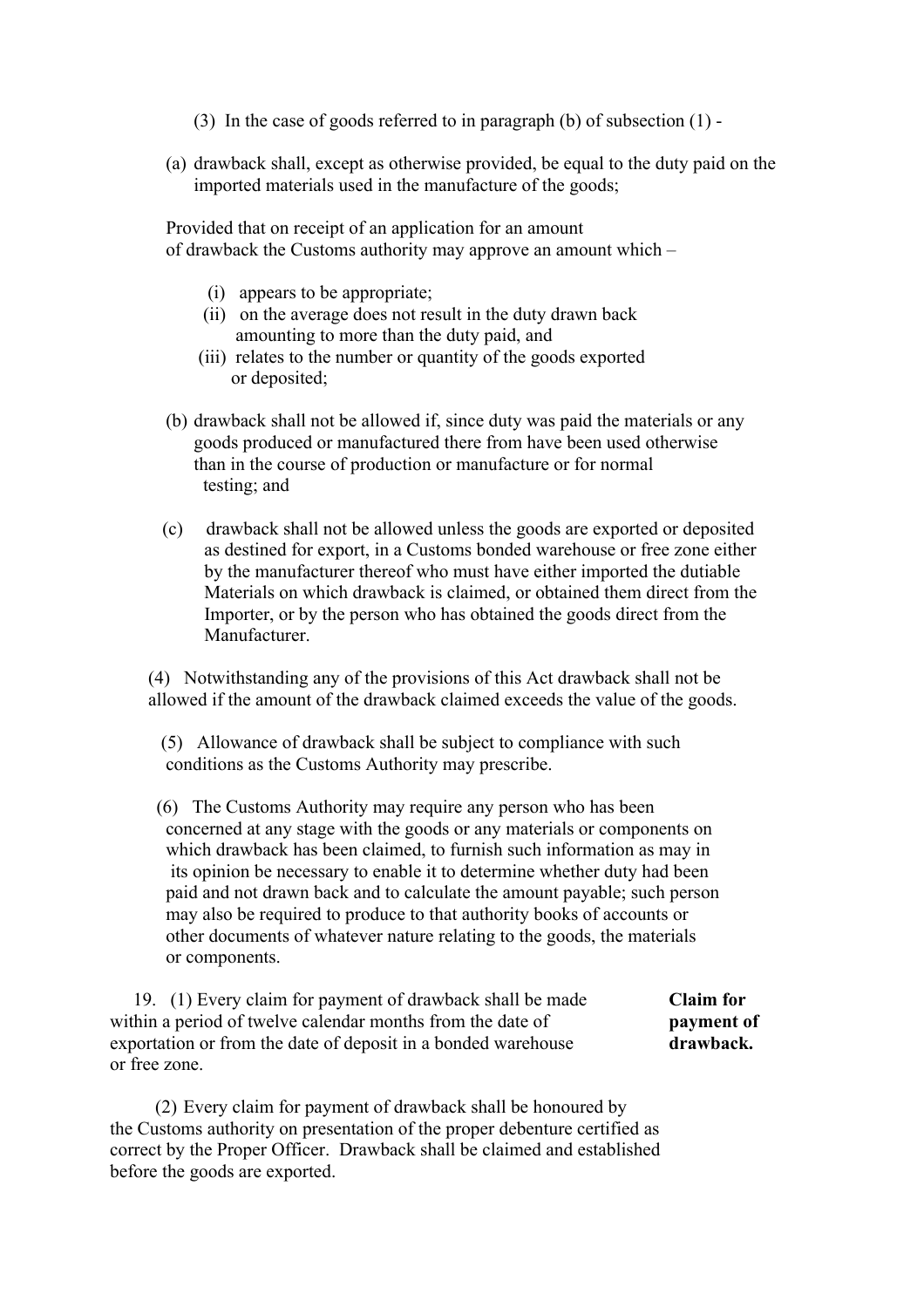(3) In the case of goods referred to in paragraph (b) of subsection (1) -

(a) drawback shall, except as otherwise provided, be equal to the duty paid on the imported materials used in the manufacture of the goods;

Provided that on receipt of an application for an amount of drawback the Customs authority may approve an amount which –

- (i) appears to be appropriate;
- (ii) on the average does not result in the duty drawn back amounting to more than the duty paid, and
- (iii) relates to the number or quantity of the goods exported or deposited;

(b) drawback shall not be allowed if, since duty was paid the materials or any goods produced or manufactured there from have been used otherwise than in the course of production or manufacture or for normal testing; and

(c) drawback shall not be allowed unless the goods are exported or deposited as destined for export, in a Customs bonded warehouse or free zone either by the manufacturer thereof who must have either imported the dutiable Materials on which drawback is claimed, or obtained them direct from the Importer, or by the person who has obtained the goods direct from the Manufacturer.

(4) Notwithstanding any of the provisions of this Act drawback shall not be allowed if the amount of the drawback claimed exceeds the value of the goods.

(5) Allowance of drawback shall be subject to compliance with such conditions as the Customs Authority may prescribe.

(6) The Customs Authority may require any person who has been concerned at any stage with the goods or any materials or components on which drawback has been claimed, to furnish such information as may in its opinion be necessary to enable it to determine whether duty had been paid and not drawn back and to calculate the amount payable; such person may also be required to produce to that authority books of accounts or other documents of whatever nature relating to the goods, the materials or components.

**Claim for payment of drawback.**

19. (1) Every claim for payment of drawback shall be made within a period of twelve calendar months from the date of exportation or from the date of deposit in a bonded warehouse or free zone.

(2) Every claim for payment of drawback shall be honoured by the Customs authority on presentation of the proper debenture certified as correct by the Proper Officer. Drawback shall be claimed and established before the goods are exported.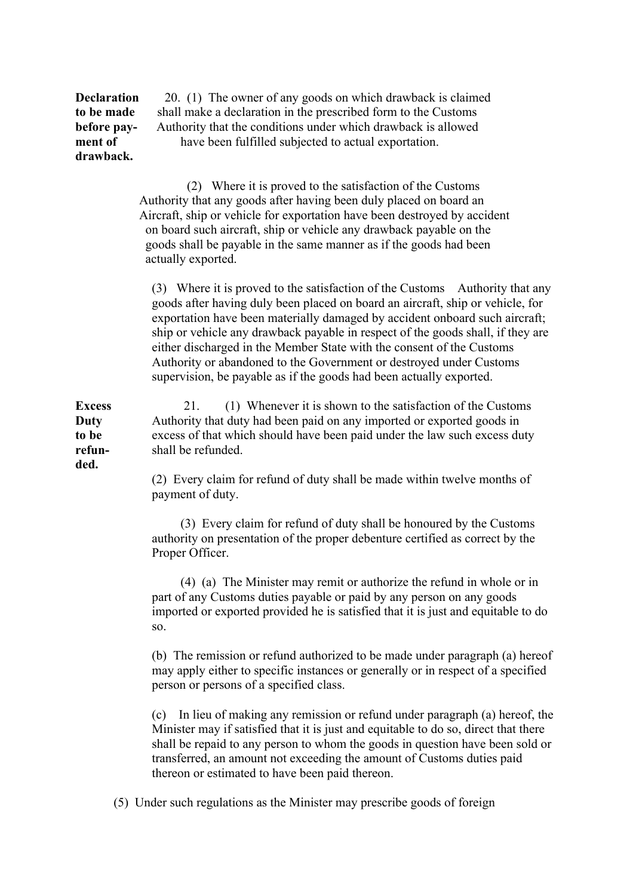**Declaration to be made before payment of drawback.**

20. (1) The owner of any goods on which drawback is claimed shall make a declaration in the prescribed form to the Customs Authority that the conditions under which drawback is allowed have been fulfilled subjected to actual exportation.

(2) Where it is proved to the satisfaction of the Customs Authority that any goods after having been duly placed on board an Aircraft, ship or vehicle for exportation have been destroyed by accident on board such aircraft, ship or vehicle any drawback payable on the goods shall be payable in the same manner as if the goods had been actually exported.

(3) Where it is proved to the satisfaction of the Customs Authority that any goods after having duly been placed on board an aircraft, ship or vehicle, for exportation have been materially damaged by accident onboard such aircraft; ship or vehicle any drawback payable in respect of the goods shall, if they are either discharged in the Member State with the consent of the Customs Authority or abandoned to the Government or destroyed under Customs supervision, be payable as if the goods had been actually exported.

**Excess Duty to be refunded.**

21. (1) Whenever it is shown to the satisfaction of the Customs Authority that duty had been paid on any imported or exported goods in excess of that which should have been paid under the law such excess duty shall be refunded.

(2) Every claim for refund of duty shall be made within twelve months of payment of duty.

(3) Every claim for refund of duty shall be honoured by the Customs authority on presentation of the proper debenture certified as correct by the Proper Officer.

(4) (a) The Minister may remit or authorize the refund in whole or in part of any Customs duties payable or paid by any person on any goods imported or exported provided he is satisfied that it is just and equitable to do so.

(b) The remission or refund authorized to be made under paragraph (a) hereof may apply either to specific instances or generally or in respect of a specified person or persons of a specified class.

(c) In lieu of making any remission or refund under paragraph (a) hereof, the Minister may if satisfied that it is just and equitable to do so, direct that there shall be repaid to any person to whom the goods in question have been sold or transferred, an amount not exceeding the amount of Customs duties paid thereon or estimated to have been paid thereon.

(5) Under such regulations as the Minister may prescribe goods of foreign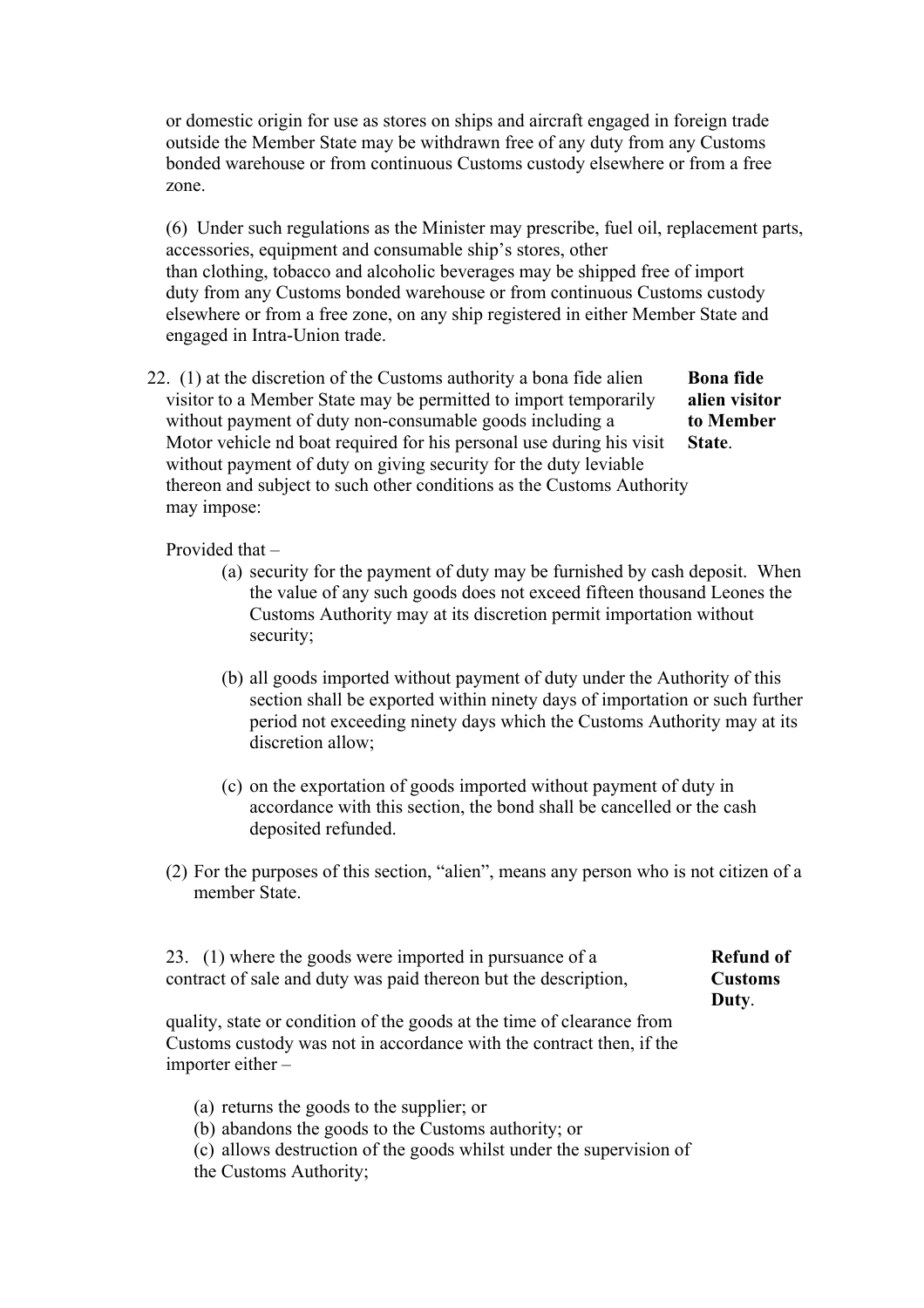or domestic origin for use as stores on ships and aircraft engaged in foreign trade outside the Member State may be withdrawn free of any duty from any Customs bonded warehouse or from continuous Customs custody elsewhere or from a free zone.

(6) Under such regulations as the Minister may prescribe, fuel oil, replacement parts, accessories, equipment and consumable ship's stores, other than clothing, tobacco and alcoholic beverages may be shipped free of import duty from any Customs bonded warehouse or from continuous Customs custody elsewhere or from a free zone, on any ship registered in either Member State and engaged in Intra-Union trade.

**Bona fide alien visitor to Member State.**

22. (1) at the discretion of the Customs authority a bona fide alien visitor to a Member State may be permitted to import temporarily without payment of duty non-consumable goods including a Motor vehicle nd boat required for his personal use during his visit without payment of duty on giving security for the duty leviable thereon and subject to such other conditions as the Customs Authority may impose:

Provided that –

(a) security for the payment of duty may be furnished by cash deposit. When the value of any such goods does not exceed fifteen thousand Leones the Customs Authority may at its discretion permit importation without security;

(b) all goods imported without payment of duty under the Authority of this section shall be exported within ninety days of importation or such further period not exceeding ninety days which the Customs Authority may at its discretion allow;

(c) on the exportation of goods imported without payment of duty in accordance with this section, the bond shall be cancelled or the cash deposited refunded.

(2) For the purposes of this section, "alien", means any person who is not citizen of a member State.

**Refund of Customs Duty.**

23. (1) where the goods were imported in pursuance of a contract of sale and duty was paid thereon but the description, quality, state or condition of the goods at the time of clearance from Customs custody was not in accordance with the contract then, if the importer either –

(a) returns the goods to the supplier; or
(b) abandons the goods to the Customs authority; or
(c) allows destruction of the goods whilst under the supervision of the Customs Authority;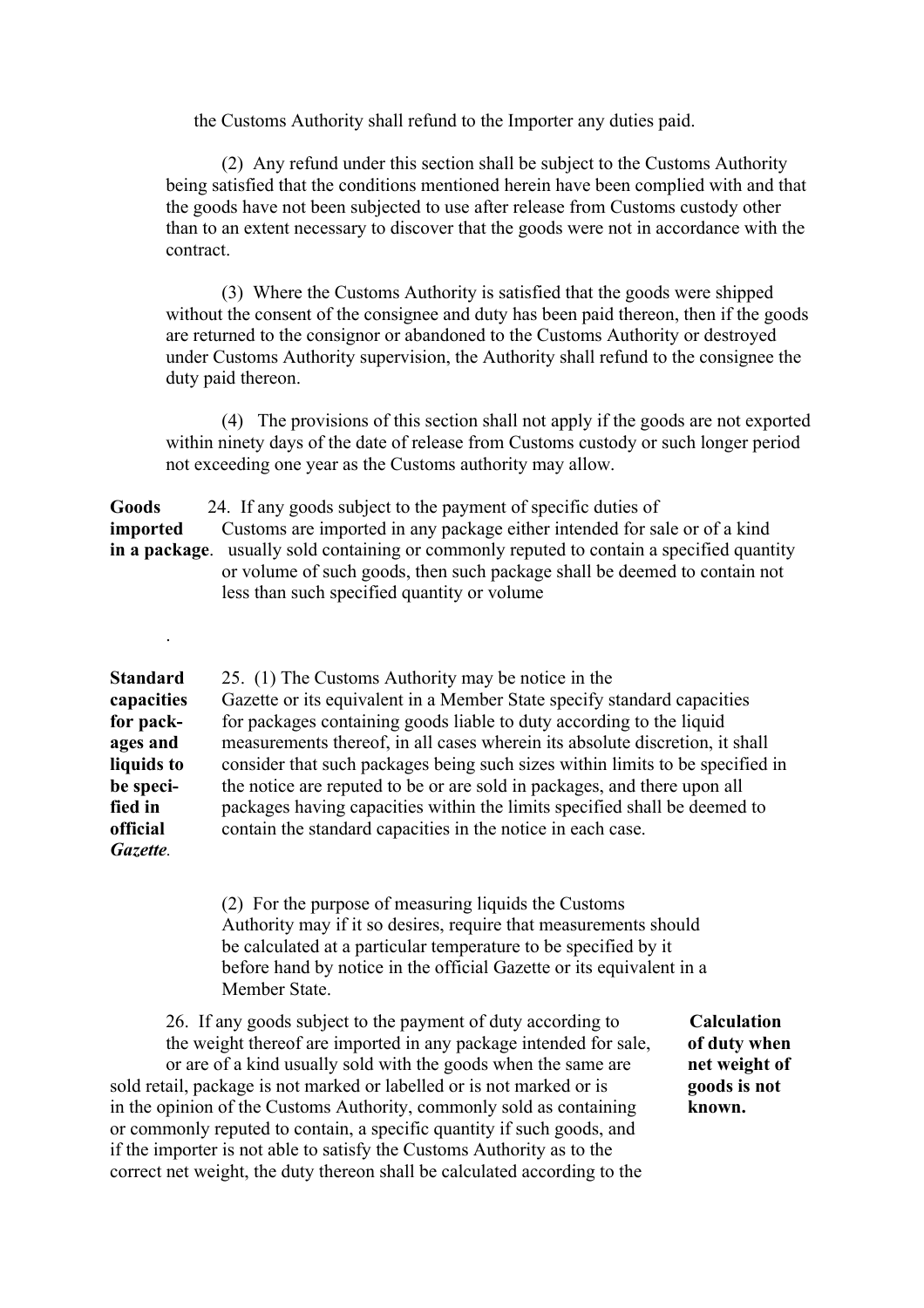the Customs Authority shall refund to the Importer any duties paid.

(2) Any refund under this section shall be subject to the Customs Authority being satisfied that the conditions mentioned herein have been complied with and that the goods have not been subjected to use after release from Customs custody other than to an extent necessary to discover that the goods were not in accordance with the contract.

(3) Where the Customs Authority is satisfied that the goods were shipped without the consent of the consignee and duty has been paid thereon, then if the goods are returned to the consignor or abandoned to the Customs Authority or destroyed under Customs Authority supervision, the Authority shall refund to the consignee the duty paid thereon.

(4) The provisions of this section shall not apply if the goods are not exported within ninety days of the date of release from Customs custody or such longer period not exceeding one year as the Customs authority may allow.

**Goods imported in a package.**

24. If any goods subject to the payment of specific duties of Customs are imported in any package either intended for sale or of a kind usually sold containing or commonly reputed to contain a specified quantity or volume of such goods, then such package shall be deemed to contain not less than such specified quantity or volume

.

**Standard capacities for packages and liquids to be specified in official *Gazette*.**

25. (1) The Customs Authority may be notice in the Gazette or its equivalent in a Member State specify standard capacities for packages containing goods liable to duty according to the liquid measurements thereof, in all cases wherein its absolute discretion, it shall consider that such packages being such sizes within limits to be specified in the notice are reputed to be or are sold in packages, and there upon all packages having capacities within the limits specified shall be deemed to contain the standard capacities in the notice in each case.

(2) For the purpose of measuring liquids the Customs Authority may if it so desires, require that measurements should be calculated at a particular temperature to be specified by it before hand by notice in the official Gazette or its equivalent in a Member State.

**Calculation of duty when net weight of goods is not known.**

26. If any goods subject to the payment of duty according to the weight thereof are imported in any package intended for sale, or are of a kind usually sold with the goods when the same are sold retail, package is not marked or labelled or is not marked or is in the opinion of the Customs Authority, commonly sold as containing or commonly reputed to contain, a specific quantity if such goods, and if the importer is not able to satisfy the Customs Authority as to the correct net weight, the duty thereon shall be calculated according to the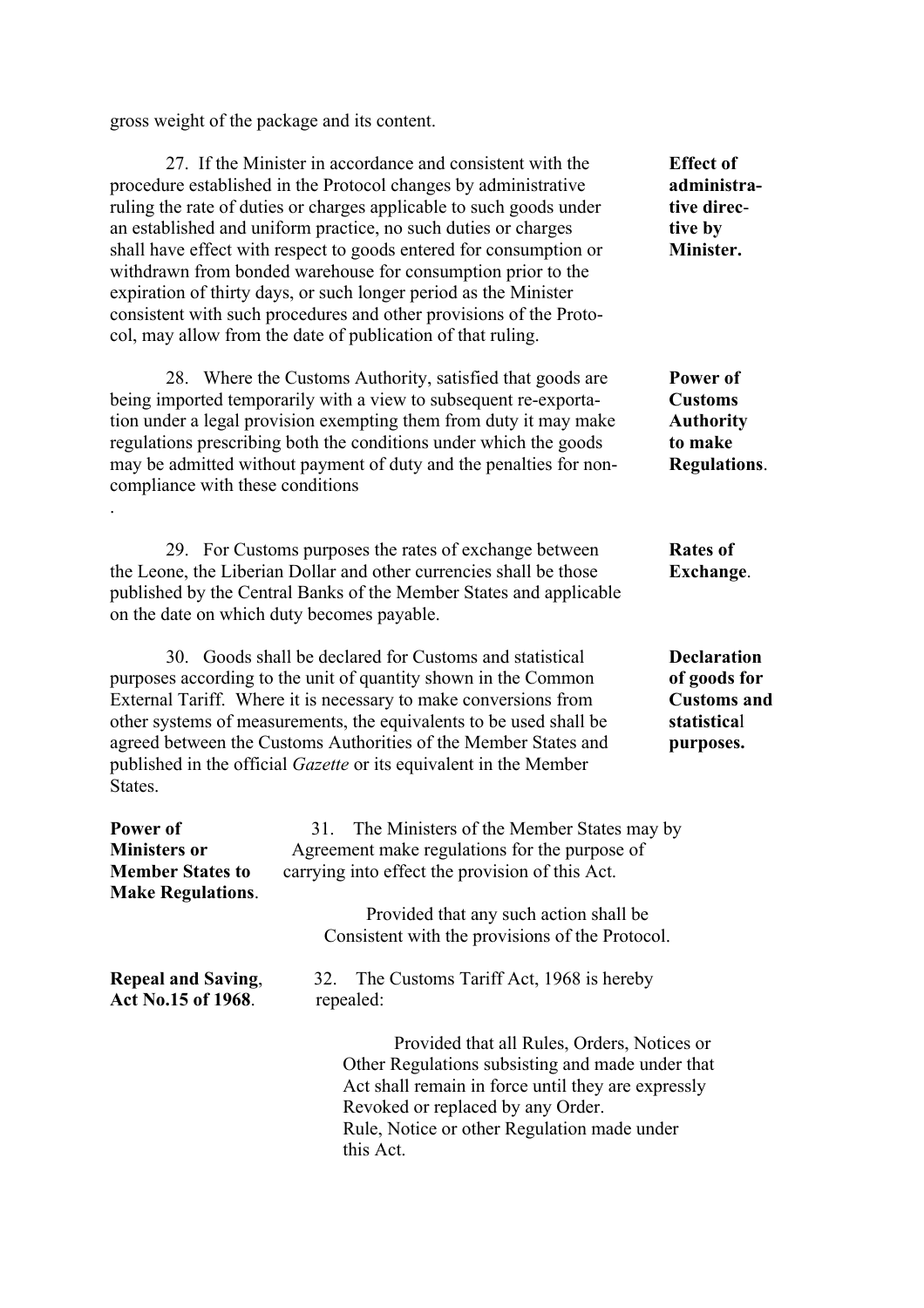gross weight of the package and its content.

**Effect of administrative directive by Minister.**

27. If the Minister in accordance and consistent with the procedure established in the Protocol changes by administrative ruling the rate of duties or charges applicable to such goods under an established and uniform practice, no such duties or charges shall have effect with respect to goods entered for consumption or withdrawn from bonded warehouse for consumption prior to the expiration of thirty days, or such longer period as the Minister consistent with such procedures and other provisions of the Protocol, may allow from the date of publication of that ruling.

**Power of Customs Authority to make Regulations.**

28. Where the Customs Authority, satisfied that goods are being imported temporarily with a view to subsequent re-exportation under a legal provision exempting them from duty it may make regulations prescribing both the conditions under which the goods may be admitted without payment of duty and the penalties for non-compliance with these conditions

.

**Rates of Exchange.**

29. For Customs purposes the rates of exchange between the Leone, the Liberian Dollar and other currencies shall be those published by the Central Banks of the Member States and applicable on the date on which duty becomes payable.

**Declaration of goods for Customs and statistical purposes.**

30. Goods shall be declared for Customs and statistical purposes according to the unit of quantity shown in the Common External Tariff. Where it is necessary to make conversions from other systems of measurements, the equivalents to be used shall be agreed between the Customs Authorities of the Member States and published in the official *Gazette* or its equivalent in the Member States.

**Power of Ministers or Member States to Make Regulations.**

31. The Ministers of the Member States may by Agreement make regulations for the purpose of carrying into effect the provision of this Act.

Provided that any such action shall be Consistent with the provisions of the Protocol.

**Repeal and Saving, Act No.15 of 1968.**

32. The Customs Tariff Act, 1968 is hereby repealed:

Provided that all Rules, Orders, Notices or Other Regulations subsisting and made under that Act shall remain in force until they are expressly Revoked or replaced by any Order. Rule, Notice or other Regulation made under this Act.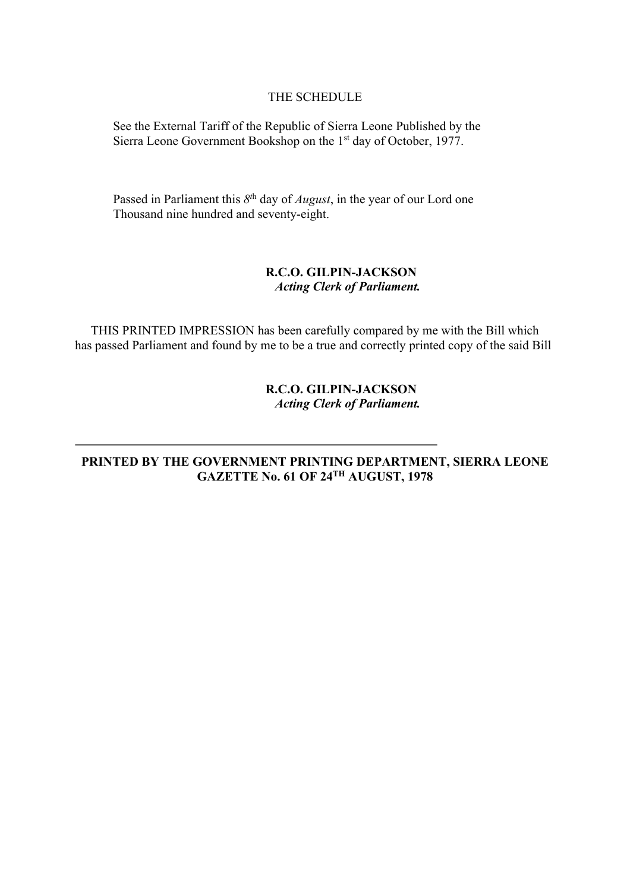THE SCHEDULE

See the External Tariff of the Republic of Sierra Leone Published by the Sierra Leone Government Bookshop on the 1st day of October, 1977.

Passed in Parliament this *8th* day of *August*, in the year of our Lord one Thousand nine hundred and seventy-eight.

**R.C.O. GILPIN-JACKSON**
***Acting Clerk of Parliament.***

THIS PRINTED IMPRESSION has been carefully compared by me with the Bill which has passed Parliament and found by me to be a true and correctly printed copy of the said Bill

**R.C.O. GILPIN-JACKSON**
***Acting Clerk of Parliament.***

---

**PRINTED BY THE GOVERNMENT PRINTING DEPARTMENT, SIERRA LEONE**
**GAZETTE No. 61 OF 24TH AUGUST, 1978**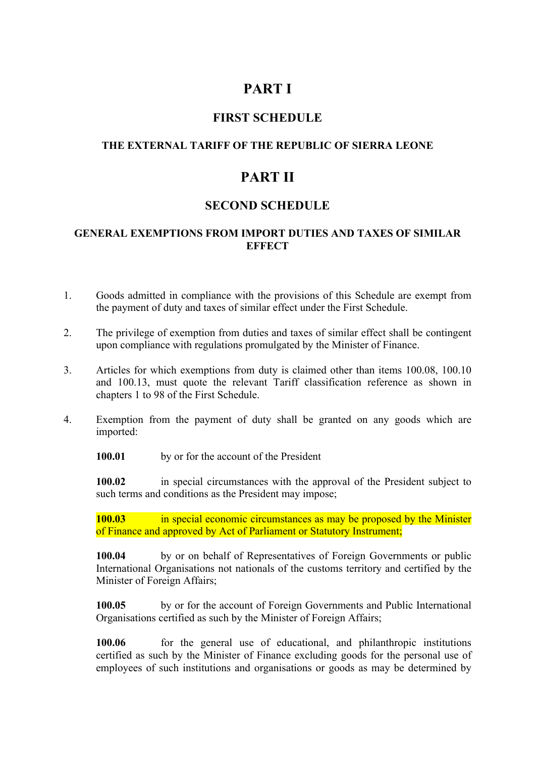# PART I

## FIRST SCHEDULE

### THE EXTERNAL TARIFF OF THE REPUBLIC OF SIERRA LEONE

# PART II

## SECOND SCHEDULE

### GENERAL EXEMPTIONS FROM IMPORT DUTIES AND TAXES OF SIMILAR EFFECT

1. Goods admitted in compliance with the provisions of this Schedule are exempt from the payment of duty and taxes of similar effect under the First Schedule.

2. The privilege of exemption from duties and taxes of similar effect shall be contingent upon compliance with regulations promulgated by the Minister of Finance.

3. Articles for which exemptions from duty is claimed other than items 100.08, 100.10 and 100.13, must quote the relevant Tariff classification reference as shown in chapters 1 to 98 of the First Schedule.

4. Exemption from the payment of duty shall be granted on any goods which are imported:

   **100.01** by or for the account of the President

   **100.02** in special circumstances with the approval of the President subject to such terms and conditions as the President may impose;

   **100.03** in special economic circumstances as may be proposed by the Minister of Finance and approved by Act of Parliament or Statutory Instrument;

   **100.04** by or on behalf of Representatives of Foreign Governments or public International Organisations not nationals of the customs territory and certified by the Minister of Foreign Affairs;

   **100.05** by or for the account of Foreign Governments and Public International Organisations certified as such by the Minister of Foreign Affairs;

   **100.06** for the general use of educational, and philanthropic institutions certified as such by the Minister of Finance excluding goods for the personal use of employees of such institutions and organisations or goods as may be determined by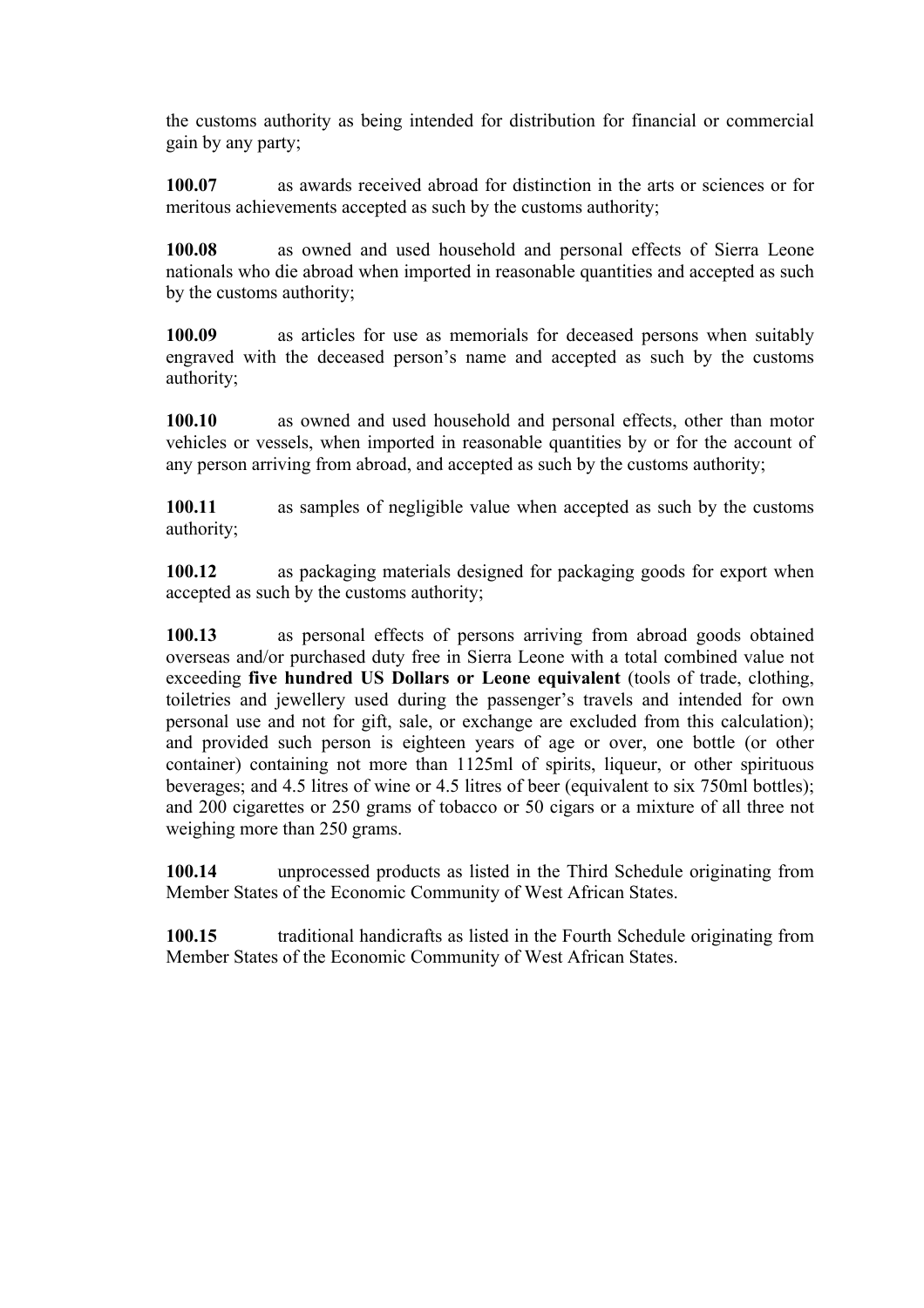the customs authority as being intended for distribution for financial or commercial gain by any party;

**100.07** as awards received abroad for distinction in the arts or sciences or for meritous achievements accepted as such by the customs authority;

**100.08** as owned and used household and personal effects of Sierra Leone nationals who die abroad when imported in reasonable quantities and accepted as such by the customs authority;

**100.09** as articles for use as memorials for deceased persons when suitably engraved with the deceased person's name and accepted as such by the customs authority;

**100.10** as owned and used household and personal effects, other than motor vehicles or vessels, when imported in reasonable quantities by or for the account of any person arriving from abroad, and accepted as such by the customs authority;

**100.11** as samples of negligible value when accepted as such by the customs authority;

**100.12** as packaging materials designed for packaging goods for export when accepted as such by the customs authority;

**100.13** as personal effects of persons arriving from abroad goods obtained overseas and/or purchased duty free in Sierra Leone with a total combined value not exceeding **five hundred US Dollars or Leone equivalent** (tools of trade, clothing, toiletries and jewellery used during the passenger's travels and intended for own personal use and not for gift, sale, or exchange are excluded from this calculation); and provided such person is eighteen years of age or over, one bottle (or other container) containing not more than 1125ml of spirits, liqueur, or other spirituous beverages; and 4.5 litres of wine or 4.5 litres of beer (equivalent to six 750ml bottles); and 200 cigarettes or 250 grams of tobacco or 50 cigars or a mixture of all three not weighing more than 250 grams.

**100.14** unprocessed products as listed in the Third Schedule originating from Member States of the Economic Community of West African States.

**100.15** traditional handicrafts as listed in the Fourth Schedule originating from Member States of the Economic Community of West African States.